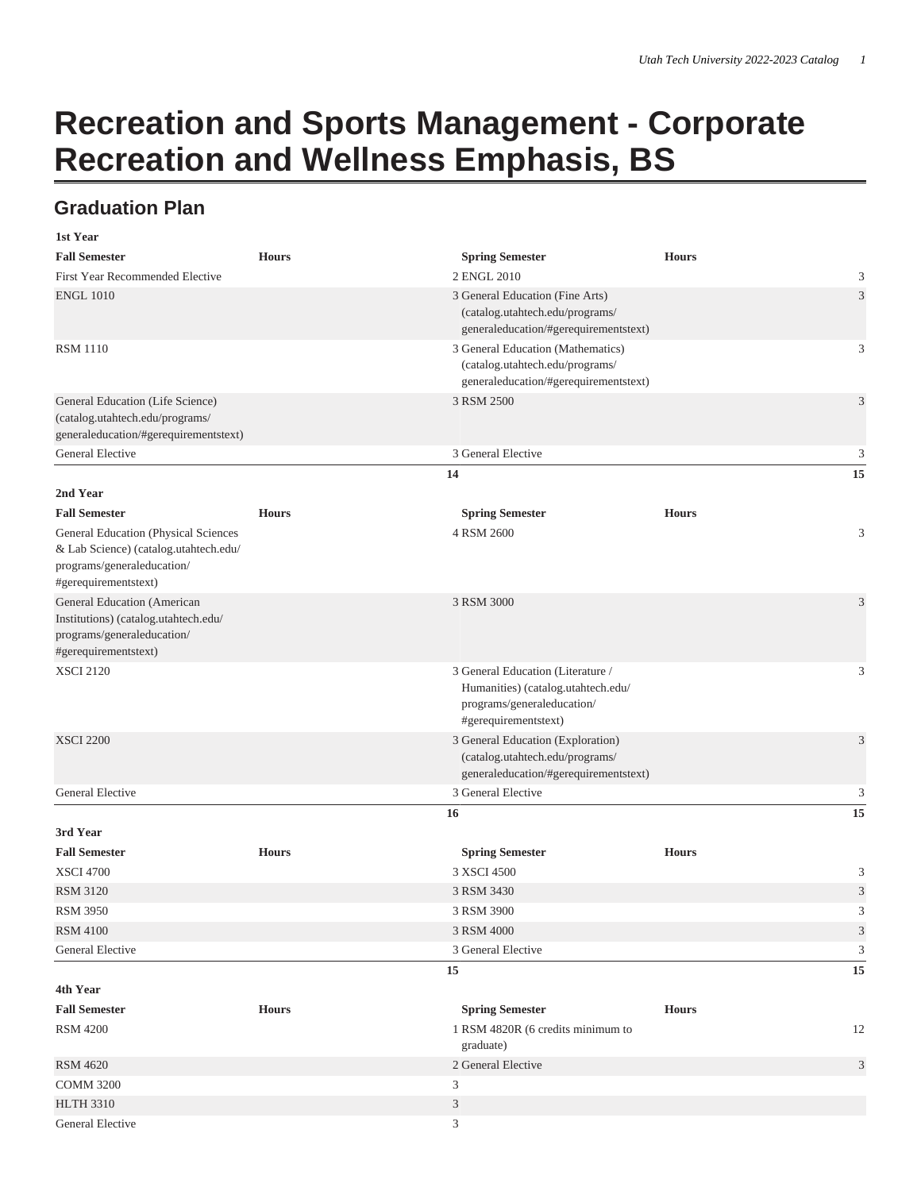# Recreation and Sports Management - Corporate Recreation and Wellness Emphasis, BS

## Graduation Plan

| 1st Year | | | |
|---|---|---|---|
| **Fall Semester** | **Hours** | **Spring Semester** | **Hours** |
| First Year Recommended Elective | 2 | ENGL 2010 | 3 |
| ENGL 1010 | 3 | General Education (Fine Arts) (catalog.utahtech.edu/programs/generaleducation/#gerequirementstext) | 3 |
| RSM 1110 | 3 | General Education (Mathematics) (catalog.utahtech.edu/programs/generaleducation/#gerequirementstext) | 3 |
| General Education (Life Science) (catalog.utahtech.edu/programs/generaleducation/#gerequirementstext) | 3 | RSM 2500 | 3 |
| General Elective | 3 | General Elective | 3 |
| | **14** | | **15** |
| **2nd Year** | | | |
| **Fall Semester** | **Hours** | **Spring Semester** | **Hours** |
| General Education (Physical Sciences & Lab Science) (catalog.utahtech.edu/programs/generaleducation/#gerequirementstext) | 4 | RSM 2600 | 3 |
| General Education (American Institutions) (catalog.utahtech.edu/programs/generaleducation/#gerequirementstext) | 3 | RSM 3000 | 3 |
| XSCI 2120 | 3 | General Education (Literature / Humanities) (catalog.utahtech.edu/programs/generaleducation/#gerequirementstext) | 3 |
| XSCI 2200 | 3 | General Education (Exploration) (catalog.utahtech.edu/programs/generaleducation/#gerequirementstext) | 3 |
| General Elective | 3 | General Elective | 3 |
| | **16** | | **15** |
| **3rd Year** | | | |
| **Fall Semester** | **Hours** | **Spring Semester** | **Hours** |
| XSCI 4700 | 3 | XSCI 4500 | 3 |
| RSM 3120 | 3 | RSM 3430 | 3 |
| RSM 3950 | 3 | RSM 3900 | 3 |
| RSM 4100 | 3 | RSM 4000 | 3 |
| General Elective | 3 | General Elective | 3 |
| | **15** | | **15** |
| **4th Year** | | | |
| **Fall Semester** | **Hours** | **Spring Semester** | **Hours** |
| RSM 4200 | 1 | RSM 4820R (6 credits minimum to graduate) | 12 |
| RSM 4620 | 2 | General Elective | 3 |
| COMM 3200 | 3 | | |
| HLTH 3310 | 3 | | |
| General Elective | 3 | | |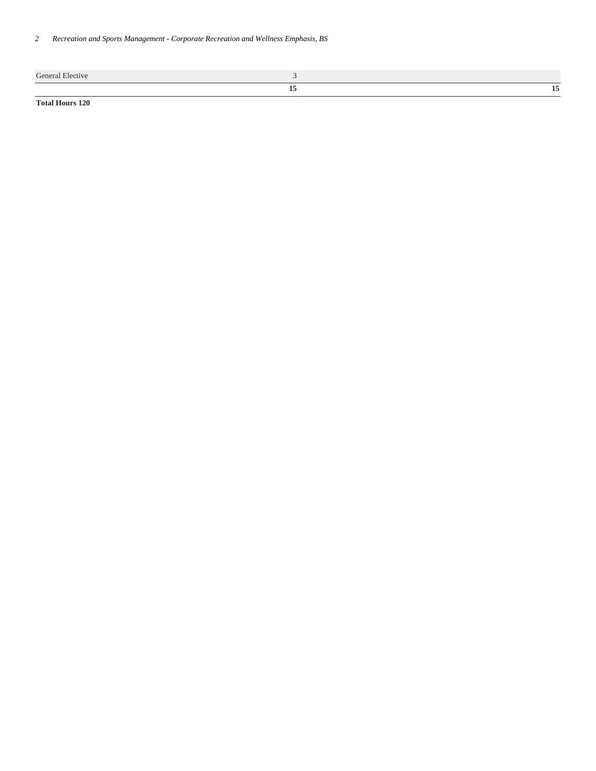| | | | |
|---|---|---|---|
| General Elective | 3 | | |
| | **15** | | **15** |

**Total Hours 120**